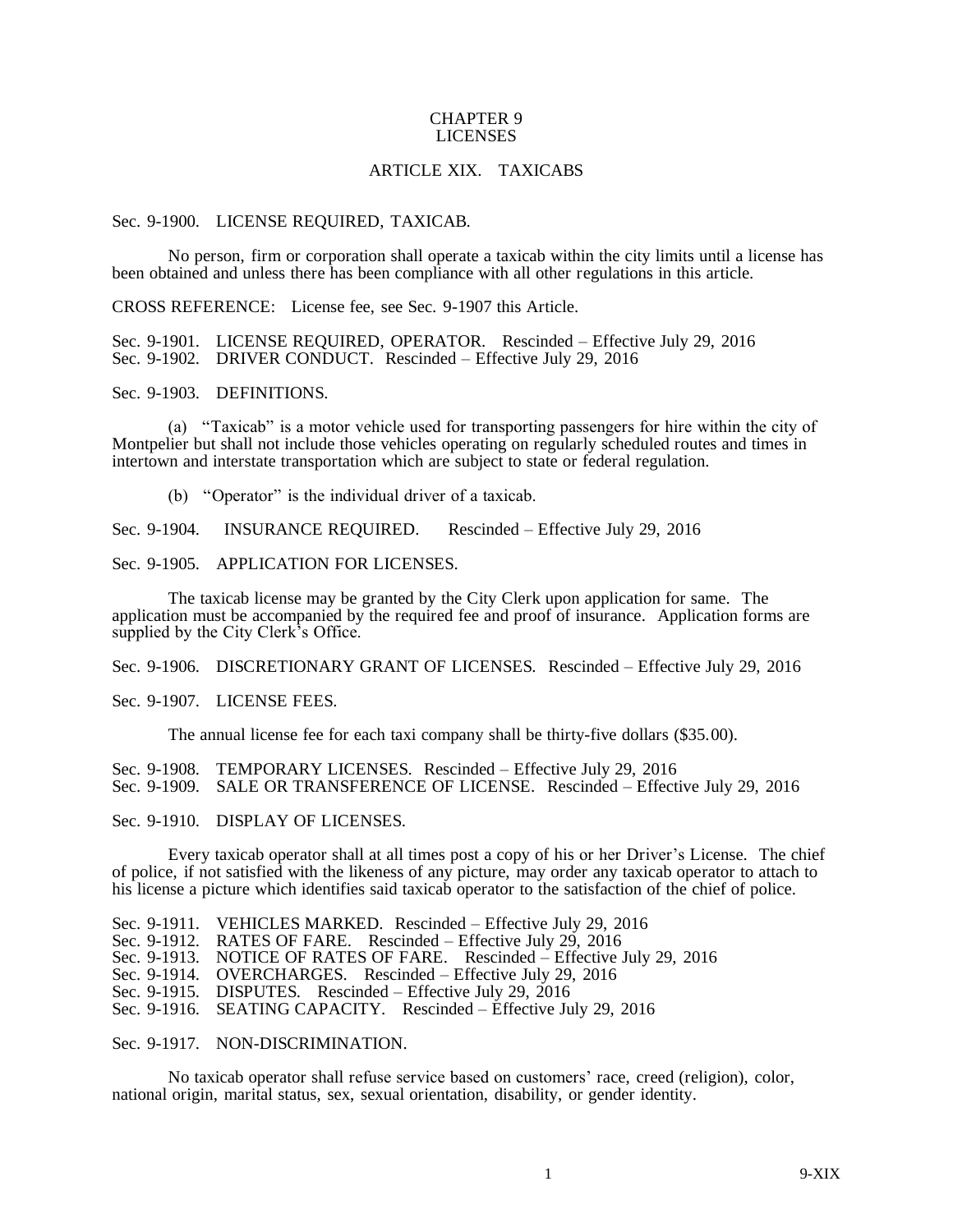# CHAPTER 9
# LICENSES

## ARTICLE XIX. TAXICABS

Sec. 9-1900. LICENSE REQUIRED, TAXICAB.

No person, firm or corporation shall operate a taxicab within the city limits until a license has been obtained and unless there has been compliance with all other regulations in this article.

CROSS REFERENCE: License fee, see Sec. 9-1907 this Article.

Sec. 9-1901. LICENSE REQUIRED, OPERATOR. Rescinded – Effective July 29, 2016
Sec. 9-1902. DRIVER CONDUCT. Rescinded – Effective July 29, 2016

Sec. 9-1903. DEFINITIONS.

(a) "Taxicab" is a motor vehicle used for transporting passengers for hire within the city of Montpelier but shall not include those vehicles operating on regularly scheduled routes and times in intertown and interstate transportation which are subject to state or federal regulation.

(b) "Operator" is the individual driver of a taxicab.

Sec. 9-1904. INSURANCE REQUIRED. Rescinded – Effective July 29, 2016

Sec. 9-1905. APPLICATION FOR LICENSES.

The taxicab license may be granted by the City Clerk upon application for same. The application must be accompanied by the required fee and proof of insurance. Application forms are supplied by the City Clerk's Office.

Sec. 9-1906. DISCRETIONARY GRANT OF LICENSES. Rescinded – Effective July 29, 2016

Sec. 9-1907. LICENSE FEES.

The annual license fee for each taxi company shall be thirty-five dollars ($35.00).

Sec. 9-1908. TEMPORARY LICENSES. Rescinded – Effective July 29, 2016
Sec. 9-1909. SALE OR TRANSFERENCE OF LICENSE. Rescinded – Effective July 29, 2016

Sec. 9-1910. DISPLAY OF LICENSES.

Every taxicab operator shall at all times post a copy of his or her Driver's License. The chief of police, if not satisfied with the likeness of any picture, may order any taxicab operator to attach to his license a picture which identifies said taxicab operator to the satisfaction of the chief of police.

Sec. 9-1911. VEHICLES MARKED. Rescinded – Effective July 29, 2016
Sec. 9-1912. RATES OF FARE. Rescinded – Effective July 29, 2016
Sec. 9-1913. NOTICE OF RATES OF FARE. Rescinded – Effective July 29, 2016
Sec. 9-1914. OVERCHARGES. Rescinded – Effective July 29, 2016
Sec. 9-1915. DISPUTES. Rescinded – Effective July 29, 2016
Sec. 9-1916. SEATING CAPACITY. Rescinded – Effective July 29, 2016

Sec. 9-1917. NON-DISCRIMINATION.

No taxicab operator shall refuse service based on customers' race, creed (religion), color, national origin, marital status, sex, sexual orientation, disability, or gender identity.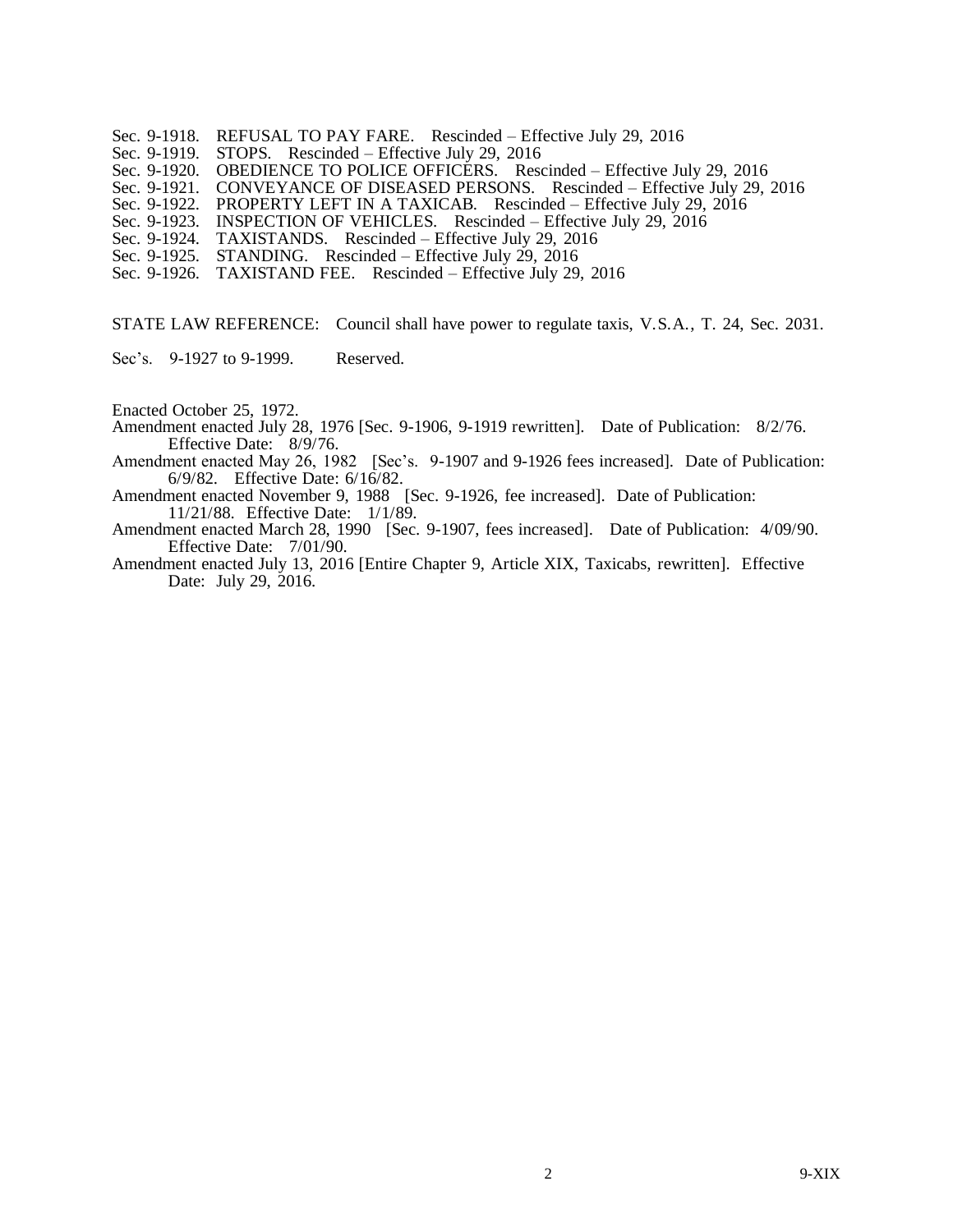Sec. 9-1918. REFUSAL TO PAY FARE. Rescinded – Effective July 29, 2016
Sec. 9-1919. STOPS. Rescinded – Effective July 29, 2016
Sec. 9-1920. OBEDIENCE TO POLICE OFFICERS. Rescinded – Effective July 29, 2016
Sec. 9-1921. CONVEYANCE OF DISEASED PERSONS. Rescinded – Effective July 29, 2016
Sec. 9-1922. PROPERTY LEFT IN A TAXICAB. Rescinded – Effective July 29, 2016
Sec. 9-1923. INSPECTION OF VEHICLES. Rescinded – Effective July 29, 2016
Sec. 9-1924. TAXISTANDS. Rescinded – Effective July 29, 2016
Sec. 9-1925. STANDING. Rescinded – Effective July 29, 2016
Sec. 9-1926. TAXISTAND FEE. Rescinded – Effective July 29, 2016

STATE LAW REFERENCE: Council shall have power to regulate taxis, V.S.A., T. 24, Sec. 2031.

Sec's. 9-1927 to 9-1999. Reserved.

Enacted October 25, 1972.
Amendment enacted July 28, 1976 [Sec. 9-1906, 9-1919 rewritten]. Date of Publication: 8/2/76. Effective Date: 8/9/76.
Amendment enacted May 26, 1982 [Sec's. 9-1907 and 9-1926 fees increased]. Date of Publication: 6/9/82. Effective Date: 6/16/82.
Amendment enacted November 9, 1988 [Sec. 9-1926, fee increased]. Date of Publication: 11/21/88. Effective Date: 1/1/89.
Amendment enacted March 28, 1990 [Sec. 9-1907, fees increased]. Date of Publication: 4/09/90. Effective Date: 7/01/90.
Amendment enacted July 13, 2016 [Entire Chapter 9, Article XIX, Taxicabs, rewritten]. Effective Date: July 29, 2016.